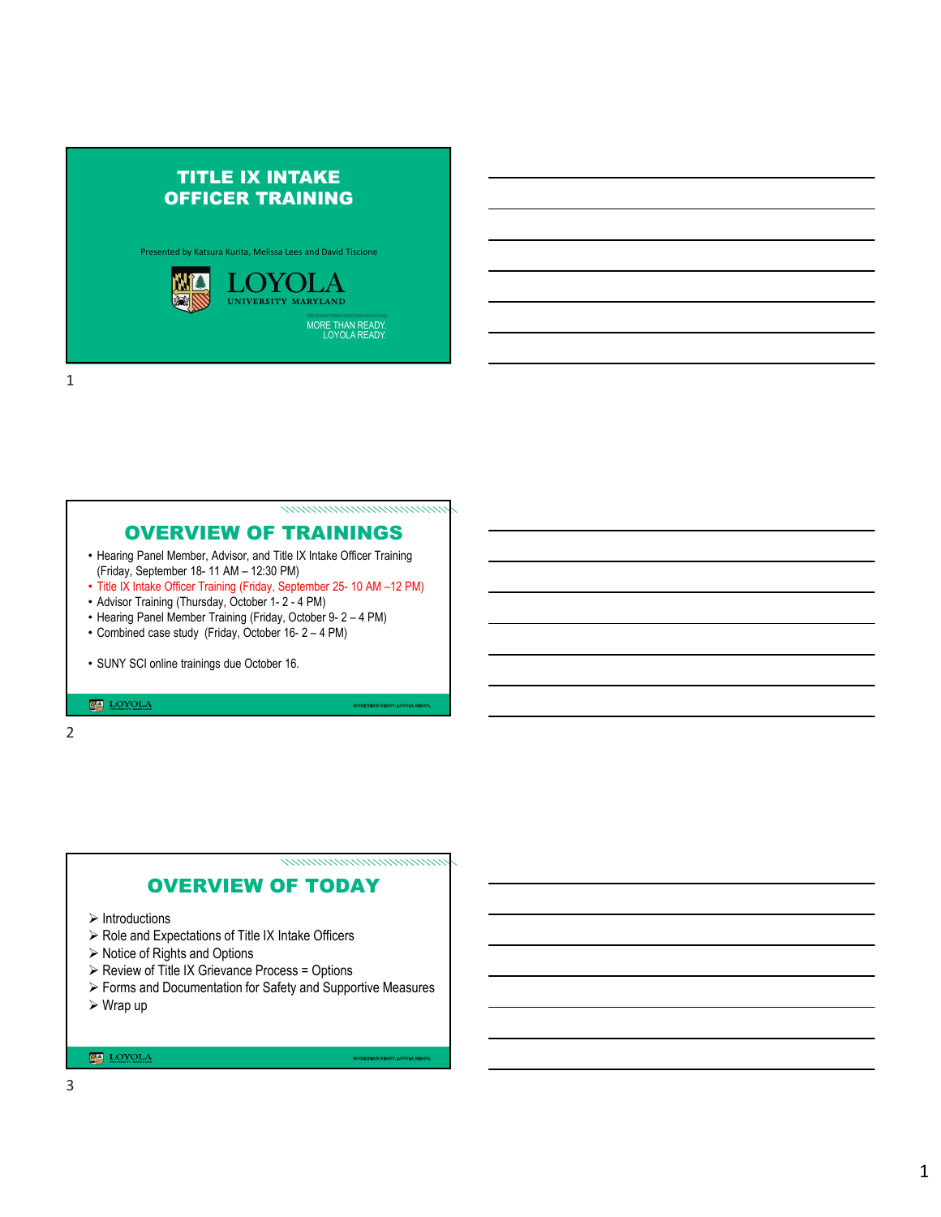# TITLE IX INTAKE OFFICER TRAINING

Presented by Katsura Kurita, Melissa Lees and David Tiscione

LOYOLA UNIVERSITY MARYLAND

MORE THAN READY. LOYOLA READY.

## OVERVIEW OF TRAININGS

- Hearing Panel Member, Advisor, and Title IX Intake Officer Training (Friday, September 18- 11 AM – 12:30 PM)
- Title IX Intake Officer Training (Friday, September 25- 10 AM –12 PM)
- Advisor Training (Thursday, October 1- 2 - 4 PM)
- Hearing Panel Member Training (Friday, October 9- 2 – 4 PM)
- Combined case study (Friday, October 16- 2 – 4 PM)

- SUNY SCI online trainings due October 16.

## OVERVIEW OF TODAY

- Introductions
- Role and Expectations of Title IX Intake Officers
- Notice of Rights and Options
- Review of Title IX Grievance Process = Options
- Forms and Documentation for Safety and Supportive Measures
- Wrap up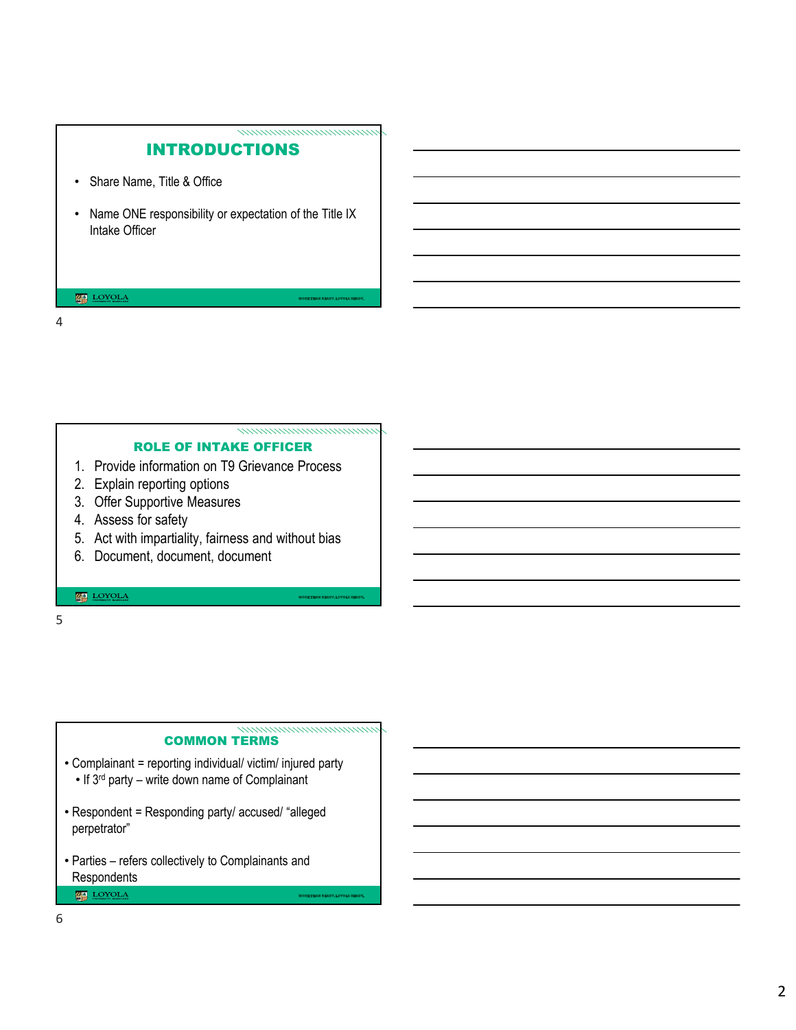## INTRODUCTIONS

- Share Name, Title & Office
- Name ONE responsibility or expectation of the Title IX Intake Officer

## ROLE OF INTAKE OFFICER

1. Provide information on T9 Grievance Process
2. Explain reporting options
3. Offer Supportive Measures
4. Assess for safety
5. Act with impartiality, fairness and without bias
6. Document, document, document

## COMMON TERMS

- Complainant = reporting individual/ victim/ injured party
  - If 3rd party – write down name of Complainant
- Respondent = Responding party/ accused/ "alleged perpetrator"
- Parties – refers collectively to Complainants and Respondents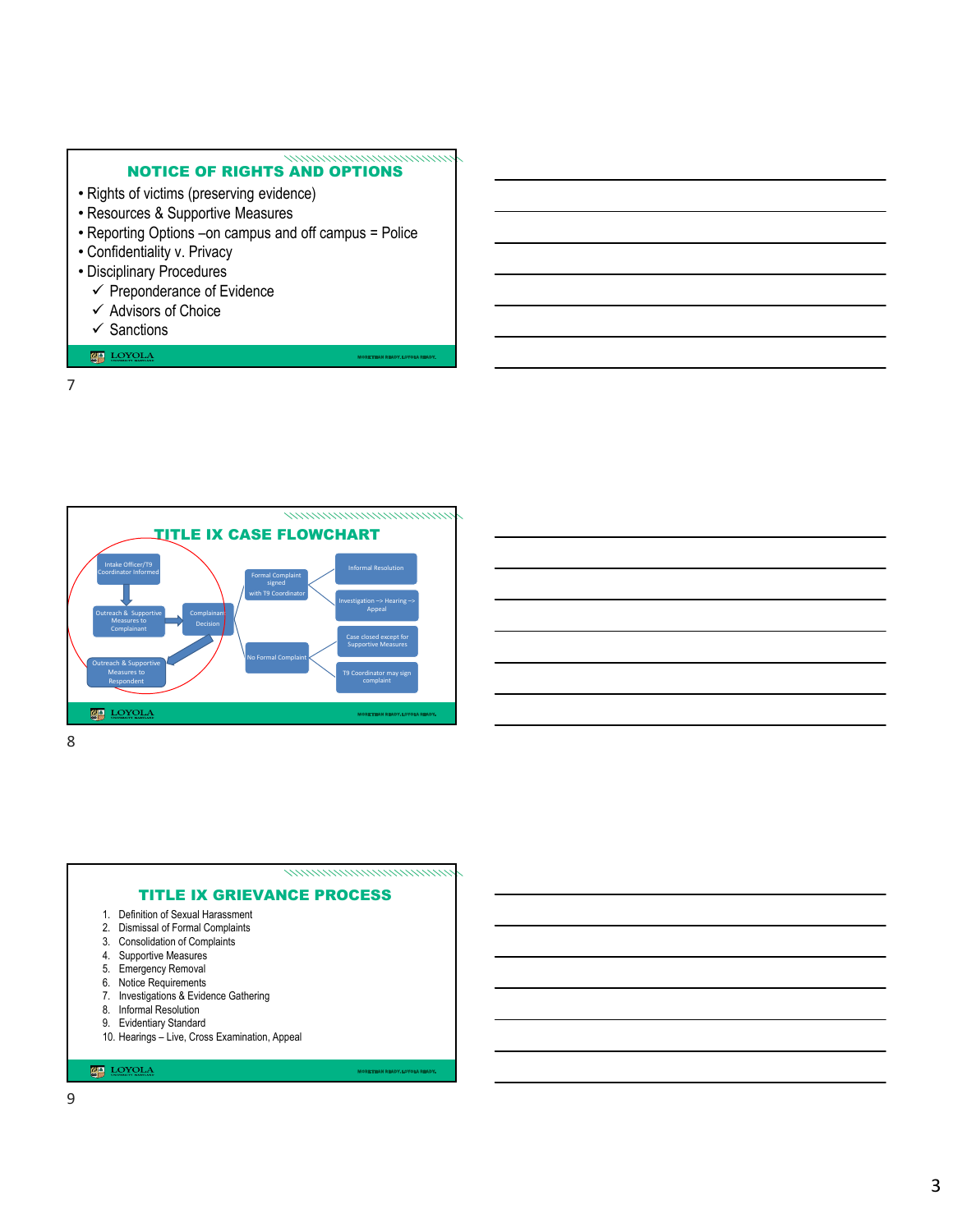## NOTICE OF RIGHTS AND OPTIONS

- Rights of victims (preserving evidence)
- Resources & Supportive Measures
- Reporting Options –on campus and off campus = Police
- Confidentiality v. Privacy
- Disciplinary Procedures
  - ✓ Preponderance of Evidence
  - ✓ Advisors of Choice
  - ✓ Sanctions

## TITLE IX CASE FLOWCHART

- Intake Officer/T9 Coordinator Informed
- Outreach & Supportive Measures to Complainant
- Complainant Decision
- Outreach & Supportive Measures to Respondent
- Formal Complaint signed with T9 Coordinator
  - Informal Resolution
  - Investigation –> Hearing –> Appeal
- No Formal Complaint
  - Case closed except for Supportive Measures
  - T9 Coordinator may sign complaint

## TITLE IX GRIEVANCE PROCESS

1. Definition of Sexual Harassment
2. Dismissal of Formal Complaints
3. Consolidation of Complaints
4. Supportive Measures
5. Emergency Removal
6. Notice Requirements
7. Investigations & Evidence Gathering
8. Informal Resolution
9. Evidentiary Standard
10. Hearings – Live, Cross Examination, Appeal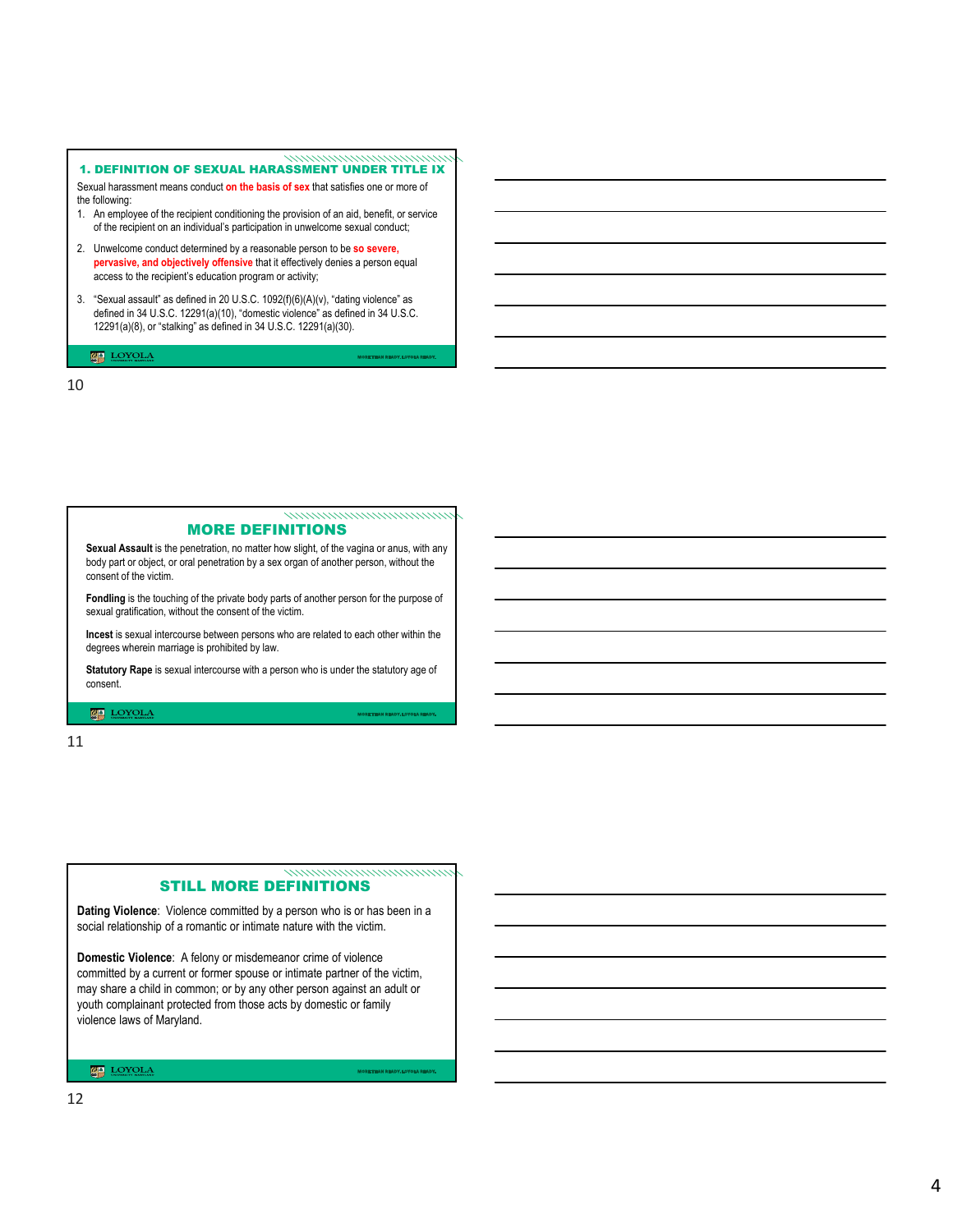## 1. DEFINITION OF SEXUAL HARASSMENT UNDER TITLE IX

Sexual harassment means conduct **on the basis of sex** that satisfies one or more of the following:

1. An employee of the recipient conditioning the provision of an aid, benefit, or service of the recipient on an individual's participation in unwelcome sexual conduct;
2. Unwelcome conduct determined by a reasonable person to be **so severe, pervasive, and objectively offensive** that it effectively denies a person equal access to the recipient's education program or activity;
3. "Sexual assault" as defined in 20 U.S.C. 1092(f)(6)(A)(v), "dating violence" as defined in 34 U.S.C. 12291(a)(10), "domestic violence" as defined in 34 U.S.C. 12291(a)(8), or "stalking" as defined in 34 U.S.C. 12291(a)(30).

## MORE DEFINITIONS

**Sexual Assault** is the penetration, no matter how slight, of the vagina or anus, with any body part or object, or oral penetration by a sex organ of another person, without the consent of the victim.

**Fondling** is the touching of the private body parts of another person for the purpose of sexual gratification, without the consent of the victim.

**Incest** is sexual intercourse between persons who are related to each other within the degrees wherein marriage is prohibited by law.

**Statutory Rape** is sexual intercourse with a person who is under the statutory age of consent.

## STILL MORE DEFINITIONS

**Dating Violence**: Violence committed by a person who is or has been in a social relationship of a romantic or intimate nature with the victim.

**Domestic Violence**: A felony or misdemeanor crime of violence committed by a current or former spouse or intimate partner of the victim, may share a child in common; or by any other person against an adult or youth complainant protected from those acts by domestic or family violence laws of Maryland.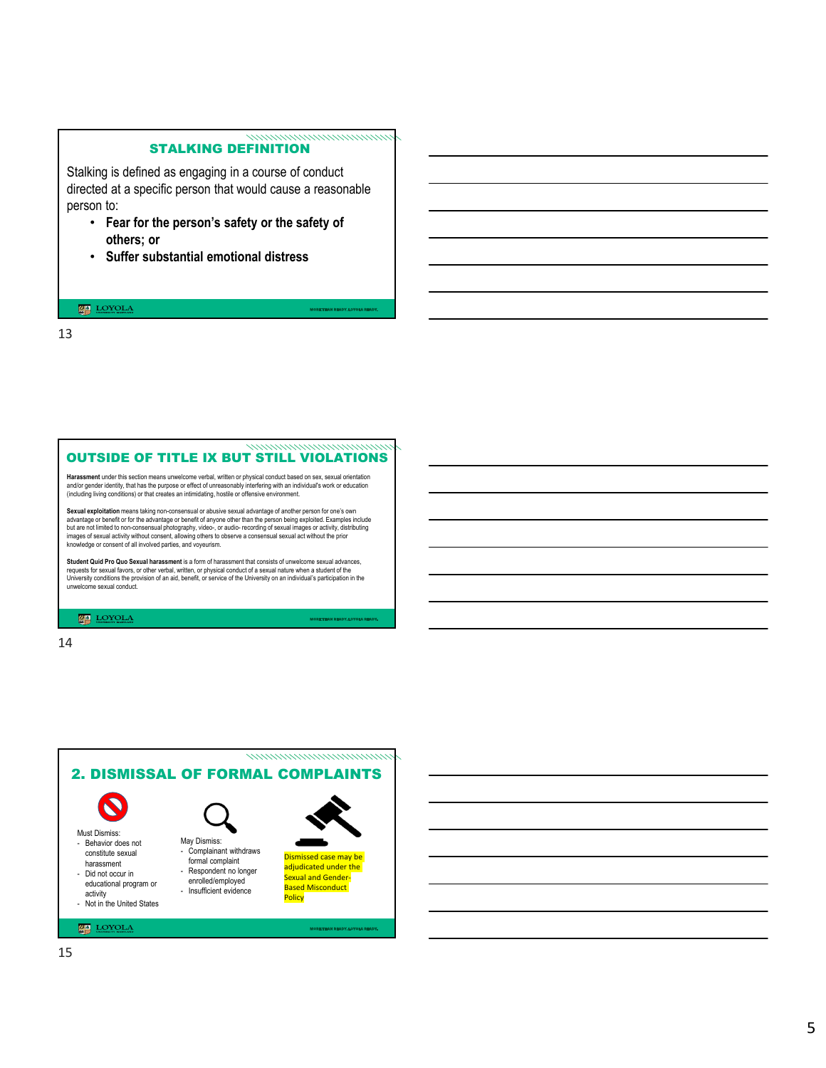## STALKING DEFINITION

Stalking is defined as engaging in a course of conduct directed at a specific person that would cause a reasonable person to:

- **Fear for the person's safety or the safety of others; or**
- **Suffer substantial emotional distress**

## OUTSIDE OF TITLE IX BUT STILL VIOLATIONS

**Harassment** under this section means unwelcome verbal, written or physical conduct based on sex, sexual orientation and/or gender identity, that has the purpose or effect of unreasonably interfering with an individual's work or education (including living conditions) or that creates an intimidating, hostile or offensive environment.

**Sexual exploitation** means taking non-consensual or abusive sexual advantage of another person for one's own advantage or benefit or for the advantage or benefit of anyone other than the person being exploited. Examples include but are not limited to non-consensual photography, video-, or audio- recording of sexual images or activity, distributing images of sexual activity without consent, allowing others to observe a consensual sexual act without the prior knowledge or consent of all involved parties, and voyeurism.

**Student Quid Pro Quo Sexual harassment** is a form of harassment that consists of unwelcome sexual advances, requests for sexual favors, or other verbal, written, or physical conduct of a sexual nature when a student of the University conditions the provision of an aid, benefit, or service of the University on an individual's participation in the unwelcome sexual conduct.

## 2. DISMISSAL OF FORMAL COMPLAINTS

Must Dismiss:

- Behavior does not constitute sexual harassment
- Did not occur in educational program or activity
- Not in the United States

May Dismiss:

- Complainant withdraws formal complaint
- Respondent no longer enrolled/employed
- Insufficient evidence

Dismissed case may be adjudicated under the Sexual and Gender-Based Misconduct Policy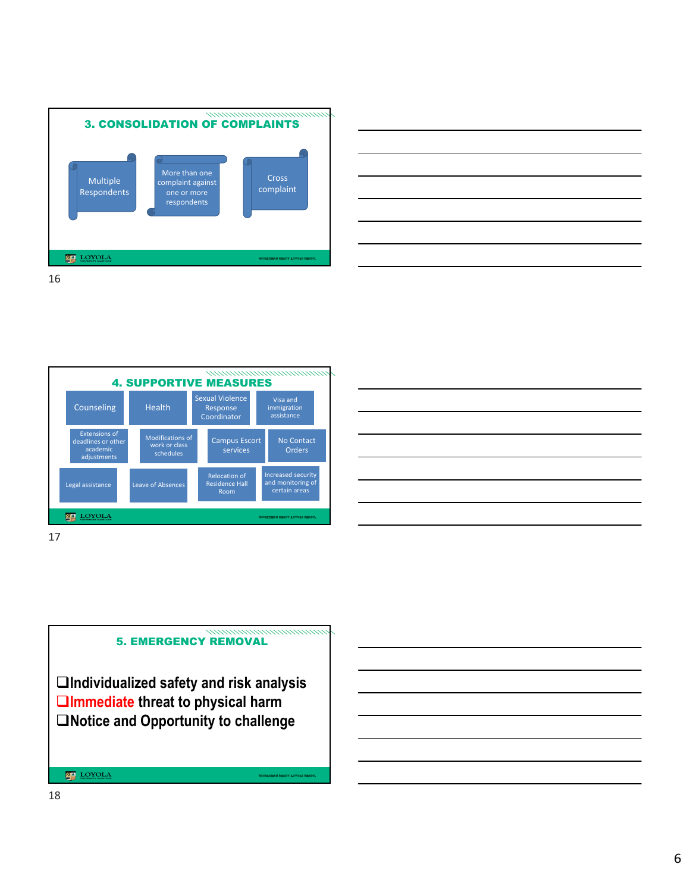## 3. CONSOLIDATION OF COMPLAINTS

- Multiple Respondents
- More than one complaint against one or more respondents
- Cross complaint

## 4. SUPPORTIVE MEASURES

- Counseling
- Health
- Sexual Violence Response Coordinator
- Visa and immigration assistance
- Extensions of deadlines or other academic adjustments
- Modifications of work or class schedules
- Campus Escort services
- No Contact Orders
- Legal assistance
- Leave of Absences
- Relocation of Residence Hall Room
- Increased security and monitoring of certain areas

## 5. EMERGENCY REMOVAL

- ❑Individualized safety and risk analysis
- ❑Immediate threat to physical harm
- ❑Notice and Opportunity to challenge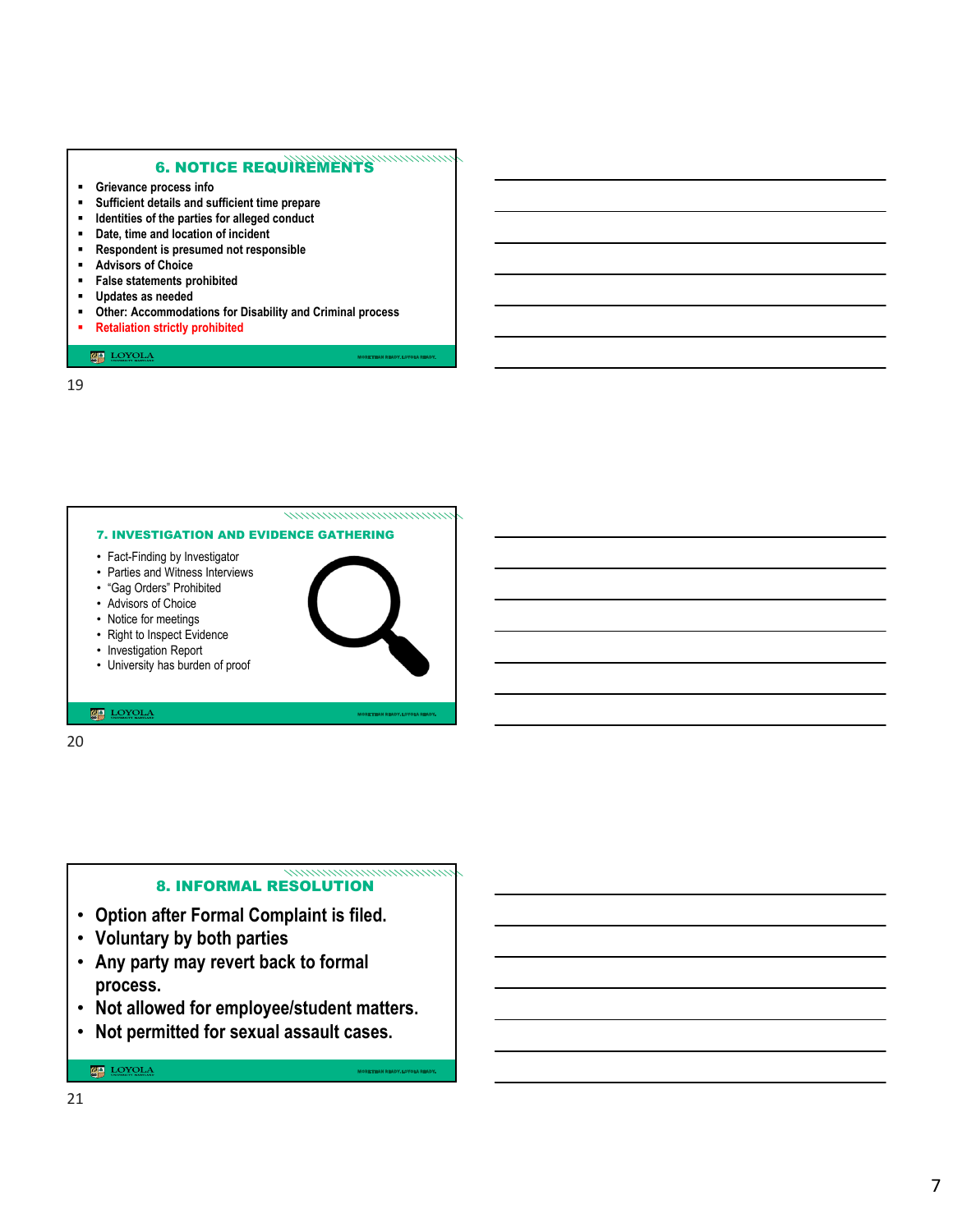## 6. NOTICE REQUIREMENTS

- Grievance process info
- Sufficient details and sufficient time prepare
- Identities of the parties for alleged conduct
- Date, time and location of incident
- Respondent is presumed not responsible
- Advisors of Choice
- False statements prohibited
- Updates as needed
- Other: Accommodations for Disability and Criminal process
- Retaliation strictly prohibited

## 7. INVESTIGATION AND EVIDENCE GATHERING

- Fact-Finding by Investigator
- Parties and Witness Interviews
- "Gag Orders" Prohibited
- Advisors of Choice
- Notice for meetings
- Right to Inspect Evidence
- Investigation Report
- University has burden of proof

## 8. INFORMAL RESOLUTION

- Option after Formal Complaint is filed.
- Voluntary by both parties
- Any party may revert back to formal process.
- Not allowed for employee/student matters.
- Not permitted for sexual assault cases.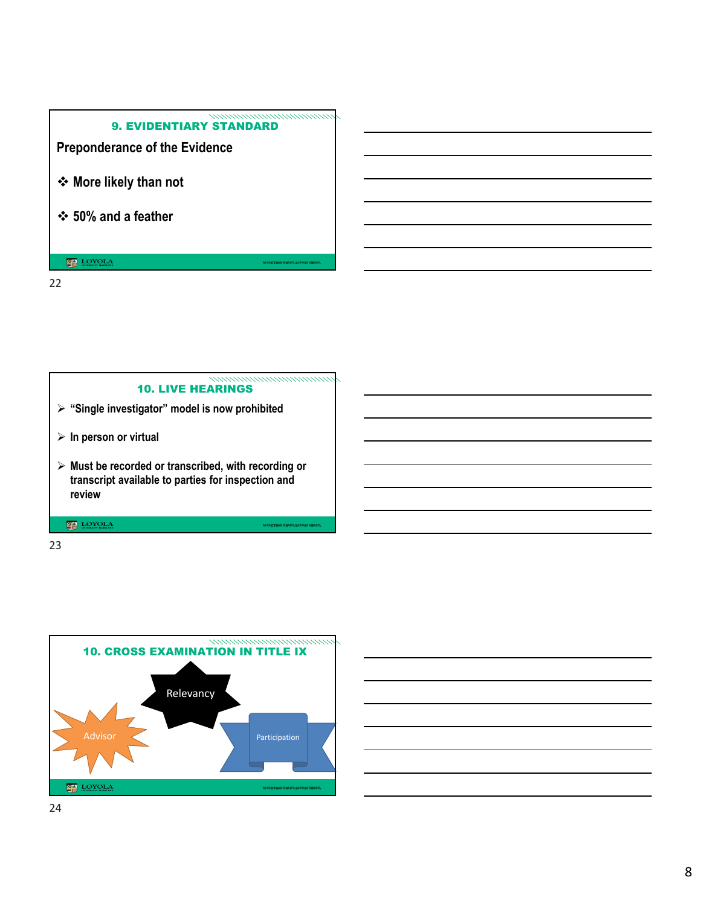## 9. EVIDENTIARY STANDARD

Preponderance of the Evidence

- More likely than not
- 50% and a feather

## 10. LIVE HEARINGS

- "Single investigator" model is now prohibited
- In person or virtual
- Must be recorded or transcribed, with recording or transcript available to parties for inspection and review

## 10. CROSS EXAMINATION IN TITLE IX

Relevancy

Advisor

Participation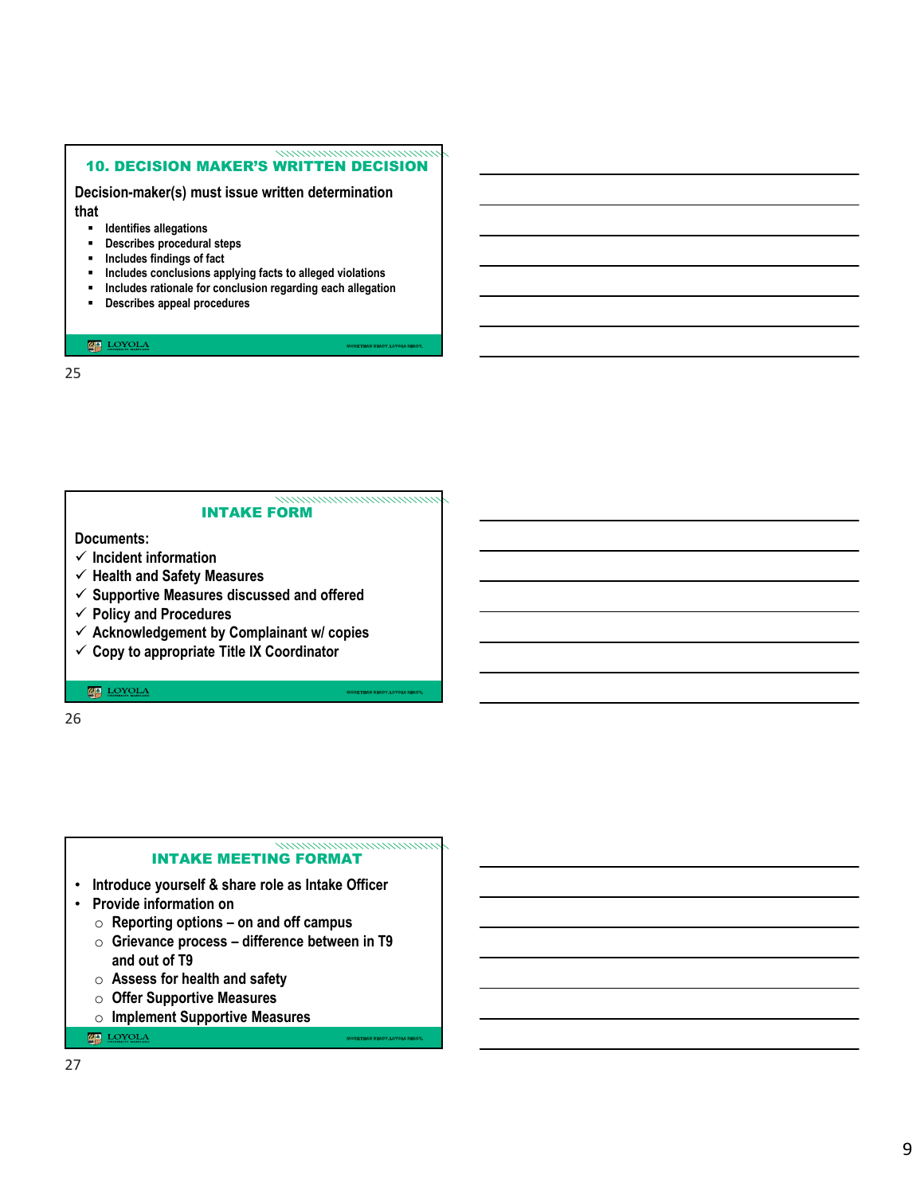## 10. DECISION MAKER'S WRITTEN DECISION

Decision-maker(s) must issue written determination that

- Identifies allegations
- Describes procedural steps
- Includes findings of fact
- Includes conclusions applying facts to alleged violations
- Includes rationale for conclusion regarding each allegation
- Describes appeal procedures

## INTAKE FORM

Documents:

- ✓ Incident information
- ✓ Health and Safety Measures
- ✓ Supportive Measures discussed and offered
- ✓ Policy and Procedures
- ✓ Acknowledgement by Complainant w/ copies
- ✓ Copy to appropriate Title IX Coordinator

## INTAKE MEETING FORMAT

- Introduce yourself & share role as Intake Officer
- Provide information on
  - Reporting options – on and off campus
  - Grievance process – difference between in T9 and out of T9
  - Assess for health and safety
  - Offer Supportive Measures
  - Implement Supportive Measures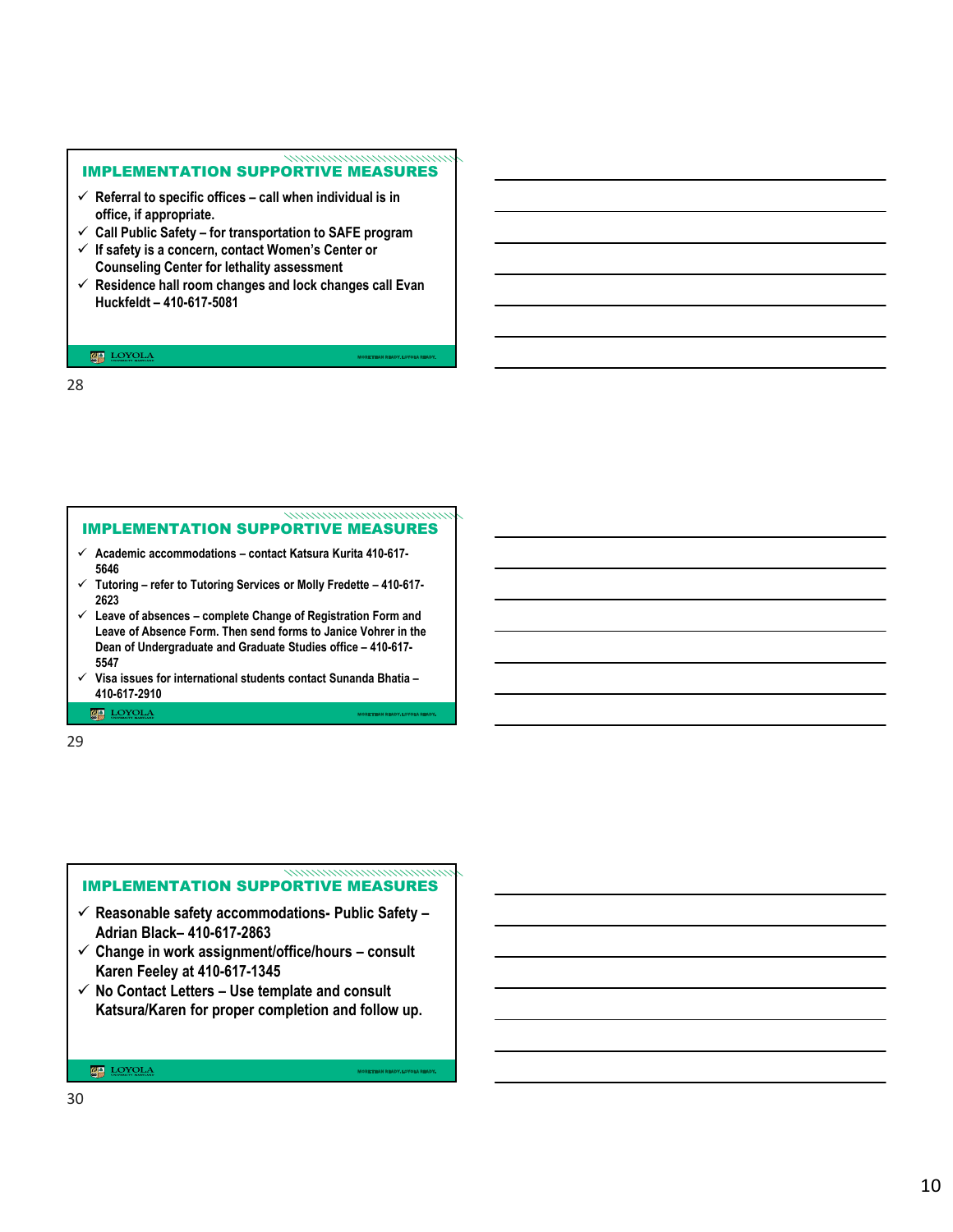## IMPLEMENTATION SUPPORTIVE MEASURES

- ✓ Referral to specific offices – call when individual is in office, if appropriate.
- ✓ Call Public Safety – for transportation to SAFE program
- ✓ If safety is a concern, contact Women's Center or Counseling Center for lethality assessment
- ✓ Residence hall room changes and lock changes call Evan Huckfeldt – 410-617-5081

## IMPLEMENTATION SUPPORTIVE MEASURES

- ✓ Academic accommodations – contact Katsura Kurita 410-617-5646
- ✓ Tutoring – refer to Tutoring Services or Molly Fredette – 410-617-2623
- ✓ Leave of absences – complete Change of Registration Form and Leave of Absence Form. Then send forms to Janice Vohrer in the Dean of Undergraduate and Graduate Studies office – 410-617-5547
- ✓ Visa issues for international students contact Sunanda Bhatia – 410-617-2910

## IMPLEMENTATION SUPPORTIVE MEASURES

- ✓ Reasonable safety accommodations- Public Safety – Adrian Black– 410-617-2863
- ✓ Change in work assignment/office/hours – consult Karen Feeley at 410-617-1345
- ✓ No Contact Letters – Use template and consult Katsura/Karen for proper completion and follow up.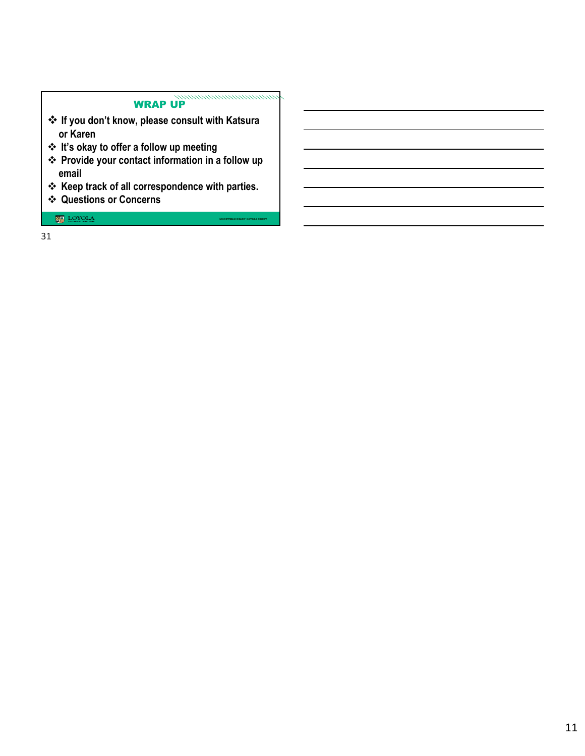## WRAP UP

- ❖ If you don't know, please consult with Katsura or Karen
- ❖ It's okay to offer a follow up meeting
- ❖ Provide your contact information in a follow up email
- ❖ Keep track of all correspondence with parties.
- ❖ Questions or Concerns

31